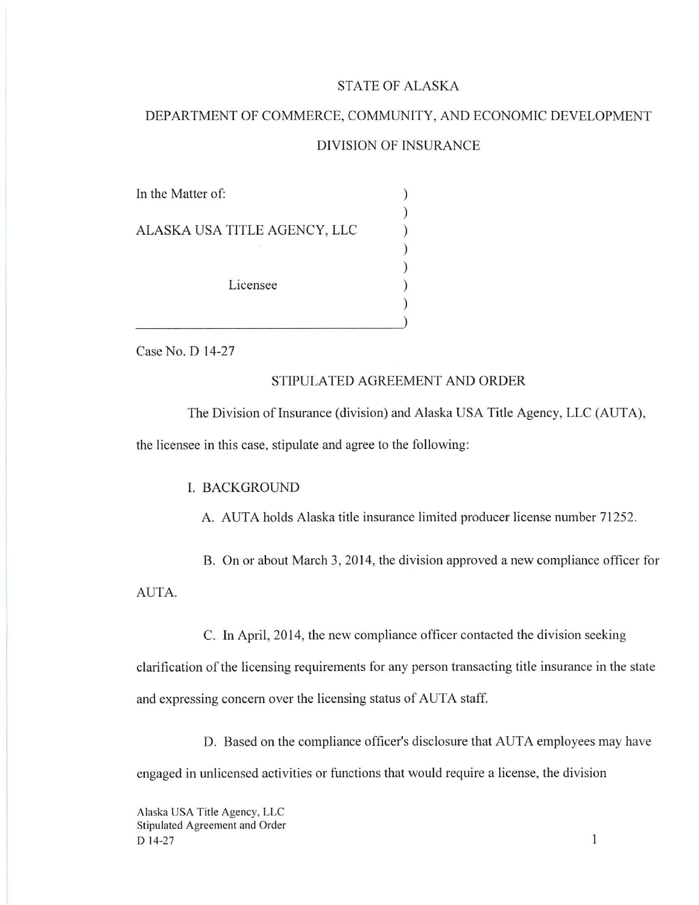STATE OF ALASKA

DEPARTMENT OF COMMERCE, COMMUNITY, AND ECONOMIC DEVELOPMENT

DIVISION OF INSURANCE

In the Matter of:

ALASKA USA TITLE AGENCY, LLC

Licensee

Case No. D 14-27

## STIPULATED AGREEMENT AND ORDER

The Division of Insurance (division) and Alaska USA Title Agency, LLC (AUTA), the licensee in this case, stipulate and agree to the following:

### I. BACKGROUND

A. AUTA holds Alaska title insurance limited producer license number 71252.

B. On or about March 3, 2014, the division approved a new compliance officer for AUTA.

C. In April, 2014, the new compliance officer contacted the division seeking clarification of the licensing requirements for any person transacting title insurance in the state and expressing concern over the licensing status of AUTA staff.

D. Based on the compliance officer's disclosure that AUTA employees may have engaged in unlicensed activities or functions that would require a license, the division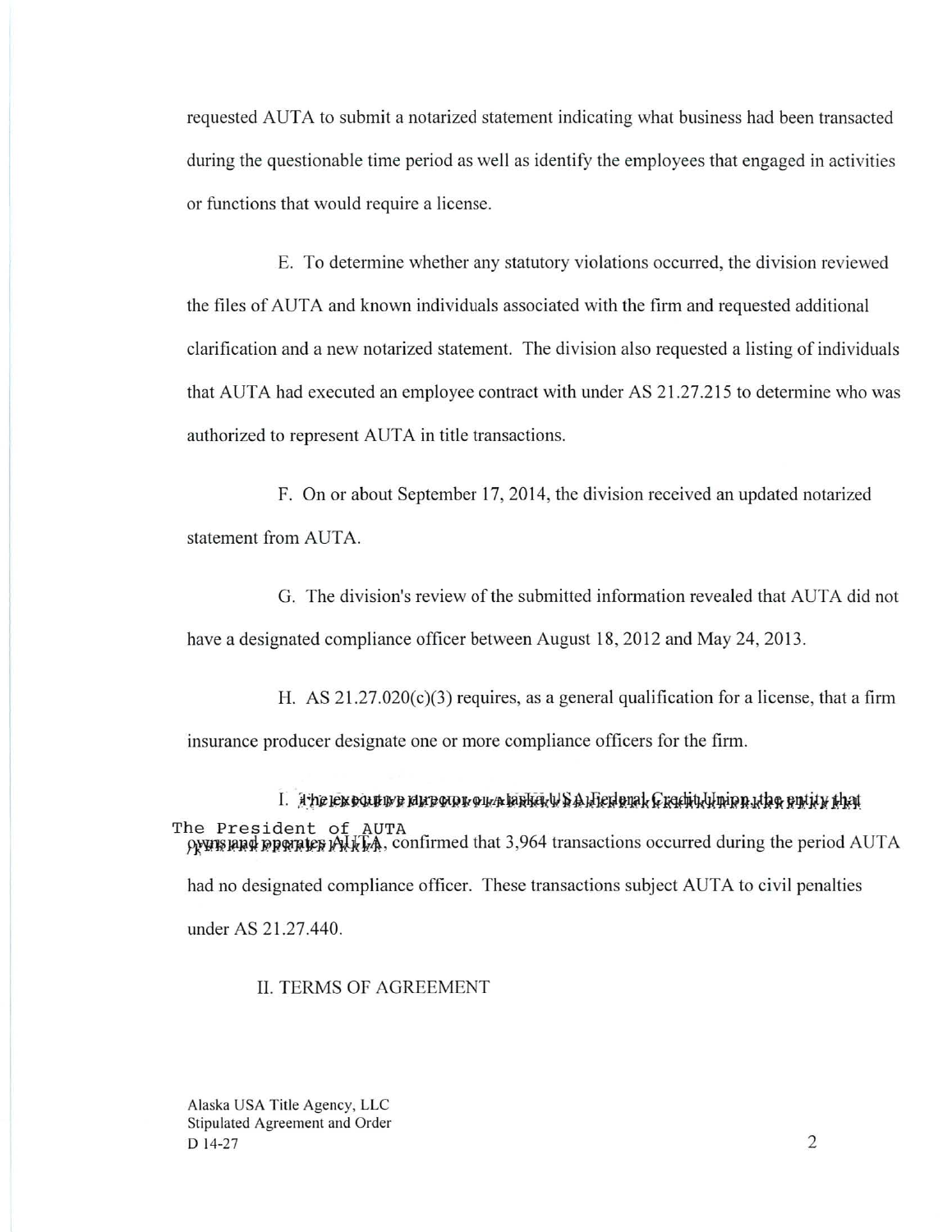requested AUTA to submit a notarized statement indicating what business had been transacted during the questionable time period as well as identify the employees that engaged in activities or functions that would require a license.

E. To determine whether any statutory violations occurred, the division reviewed the files of AUTA and known individuals associated with the firm and requested additional clarification and a new notarized statement. The division also requested a listing of individuals that AUTA had executed an employee contract with under AS 21.27.215 to determine who was authorized to represent AUTA in title transactions.

F. On or about September 17, 2014, the division received an updated notarized statement from AUTA.

G. The division's review of the submitted information revealed that AUTA did not have a designated compliance officer between August 18, 2012 and May 24, 2013.

H. AS 21.27.020(c)(3) requires, as a general qualification for a license, that a firm insurance producer designate one or more compliance officers for the firm.

I. ~~The executive director of Alaska USA Federal Credit Union, the entity that owns and operates AUTA~~ The President of AUTA, confirmed that 3,964 transactions occurred during the period AUTA had no designated compliance officer. These transactions subject AUTA to civil penalties under AS 21.27.440.

## II. TERMS OF AGREEMENT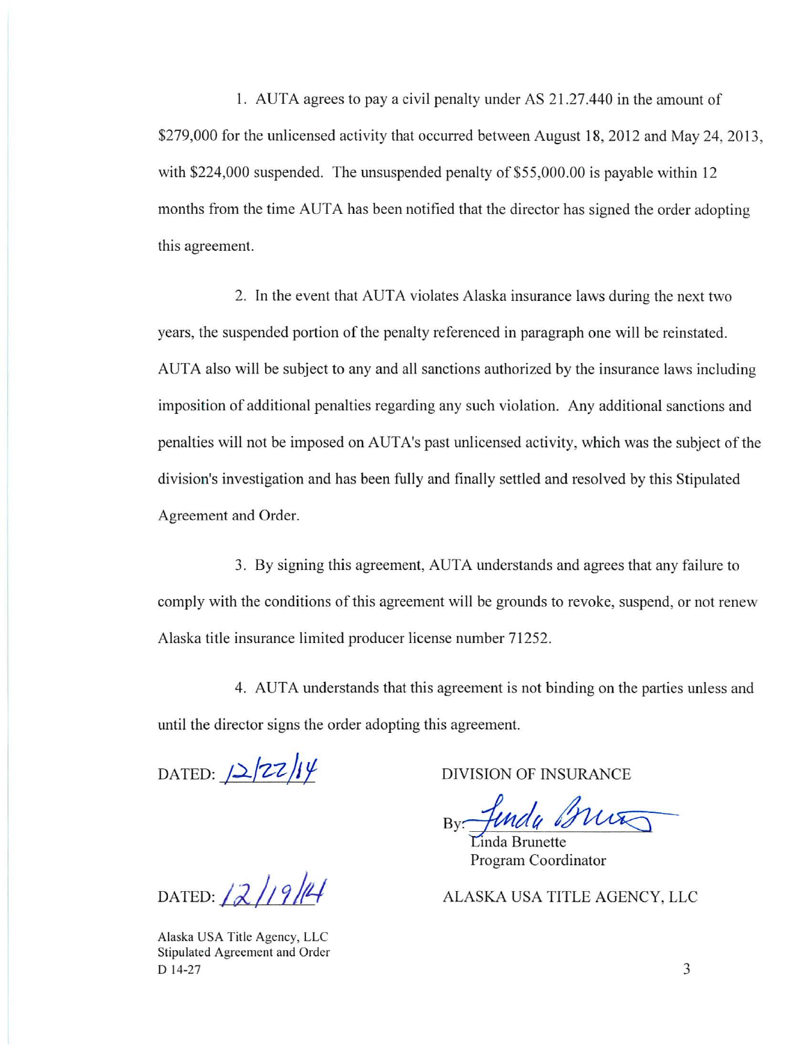1. AUTA agrees to pay a civil penalty under AS 21.27.440 in the amount of $279,000 for the unlicensed activity that occurred between August 18, 2012 and May 24, 2013, with $224,000 suspended. The unsuspended penalty of $55,000.00 is payable within 12 months from the time AUTA has been notified that the director has signed the order adopting this agreement.

2. In the event that AUTA violates Alaska insurance laws during the next two years, the suspended portion of the penalty referenced in paragraph one will be reinstated. AUTA also will be subject to any and all sanctions authorized by the insurance laws including imposition of additional penalties regarding any such violation. Any additional sanctions and penalties will not be imposed on AUTA's past unlicensed activity, which was the subject of the division's investigation and has been fully and finally settled and resolved by this Stipulated Agreement and Order.

3. By signing this agreement, AUTA understands and agrees that any failure to comply with the conditions of this agreement will be grounds to revoke, suspend, or not renew Alaska title insurance limited producer license number 71252.

4. AUTA understands that this agreement is not binding on the parties unless and until the director signs the order adopting this agreement.

DATED: 12/22/14

DIVISION OF INSURANCE

By: *Linda Brunette*
Linda Brunette
Program Coordinator

DATED: 12/19/14

ALASKA USA TITLE AGENCY, LLC

Alaska USA Title Agency, LLC
Stipulated Agreement and Order
D 14-27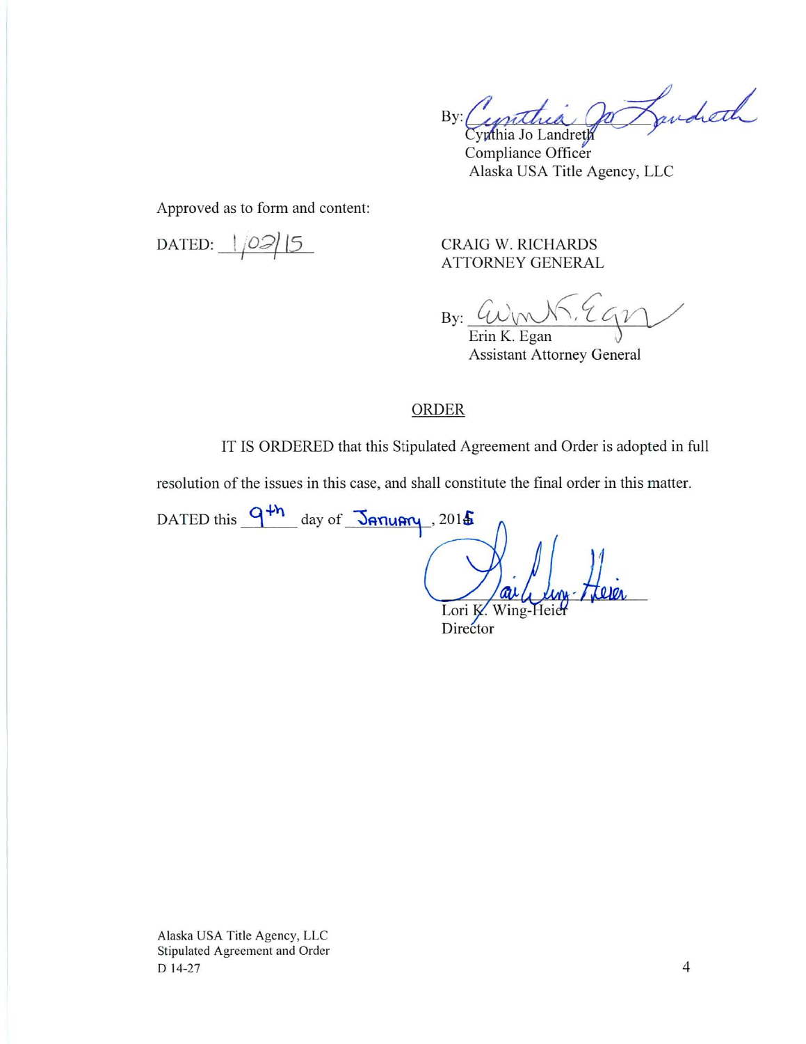By: *Cynthia Jo Landreth*
Cynthia Jo Landreth
Compliance Officer
Alaska USA Title Agency, LLC

Approved as to form and content:

DATED: 1/02/15

CRAIG W. RICHARDS
ATTORNEY GENERAL

By: *Erin K. Egan*
Erin K. Egan
Assistant Attorney General

## ORDER

IT IS ORDERED that this Stipulated Agreement and Order is adopted in full resolution of the issues in this case, and shall constitute the final order in this matter.

DATED this 9th day of January, 2015

*Lori Wing-Heier*
Lori K. Wing-Heier
Director

Alaska USA Title Agency, LLC
Stipulated Agreement and Order
D 14-27